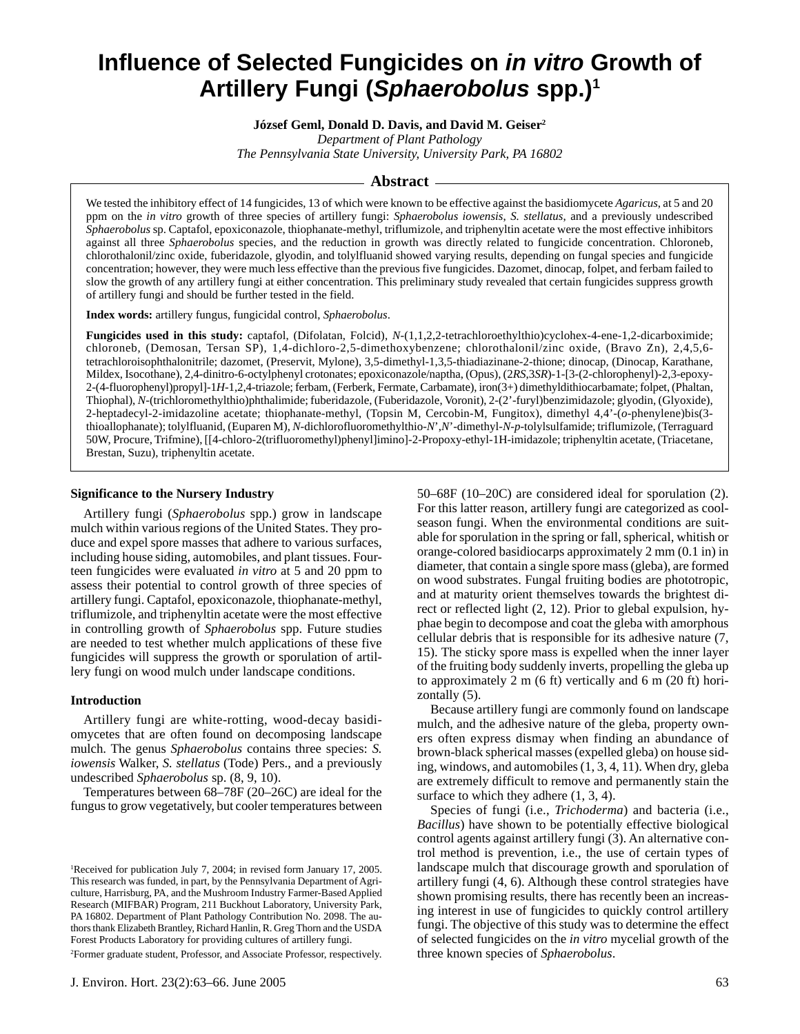# Influence of Selected Fungicides on *in vitro* Growth of Artillery Fungi (*Sphaerobolus* spp.)[1]

**József Geml, Donald D. Davis, and David M. Geiser**[2]

*Department of Plant Pathology*
*The Pennsylvania State University, University Park, PA 16802*

## Abstract

We tested the inhibitory effect of 14 fungicides, 13 of which were known to be effective against the basidiomycete *Agaricus*, at 5 and 20 ppm on the *in vitro* growth of three species of artillery fungi: *Sphaerobolus iowensis*, *S. stellatus*, and a previously undescribed *Sphaerobolus* sp. Captafol, epoxiconazole, thiophanate-methyl, triflumizole, and triphenyltin acetate were the most effective inhibitors against all three *Sphaerobolus* species, and the reduction in growth was directly related to fungicide concentration. Chloroneb, chlorothalonil/zinc oxide, fuberidazole, glyodin, and tolylfluanid showed varying results, depending on fungal species and fungicide concentration; however, they were much less effective than the previous five fungicides. Dazomet, dinocap, folpet, and ferbam failed to slow the growth of any artillery fungi at either concentration. This preliminary study revealed that certain fungicides suppress growth of artillery fungi and should be further tested in the field.

**Index words:** artillery fungus, fungicidal control, *Sphaerobolus*.

**Fungicides used in this study:** captafol, (Difolatan, Folcid), *N*-(1,1,2,2-tetrachloroethylthio)cyclohex-4-ene-1,2-dicarboximide; chloroneb, (Demosan, Tersan SP), 1,4-dichloro-2,5-dimethoxybenzene; chlorothalonil/zinc oxide, (Bravo Zn), 2,4,5,6-tetrachloroisophthalonitrile; dazomet, (Preservit, Mylone), 3,5-dimethyl-1,3,5-thiadiazinane-2-thione; dinocap, (Dinocap, Karathane, Mildex, Isocothane), 2,4-dinitro-6-octylphenyl crotonates; epoxiconazole/naptha, (Opus), (2*RS*,3*SR*)-1-[3-(2-chlorophenyl)-2,3-epoxy-2-(4-fluorophenyl)propyl]-1*H*-1,2,4-triazole; ferbam, (Ferberk, Fermate, Carbamate), iron(3+) dimethyldithiocarbamate; folpet, (Phaltan, Thiophal), *N*-(trichloromethylthio)phthalimide; fuberidazole, (Fuberidazole, Voronit), 2-(2'-furyl)benzimidazole; glyodin, (Glyoxide), 2-heptadecyl-2-imidazoline acetate; thiophanate-methyl, (Topsin M, Cercobin-M, Fungitox), dimethyl 4,4'-(*o*-phenylene)bis(3-thioallophanate); tolylfluanid, (Euparen M), *N*-dichlorofluoromethylthio-*N*',*N*'-dimethyl-*N*-*p*-tolylsulfamide; triflumizole, (Terraguard 50W, Procure, Trifmine), [[4-chloro-2(trifluoromethyl)phenyl]imino]-2-Propoxy-ethyl-1H-imidazole; triphenyltin acetate, (Triacetane, Brestan, Suzu), triphenyltin acetate.

### Significance to the Nursery Industry

Artillery fungi (*Sphaerobolus* spp.) grow in landscape mulch within various regions of the United States. They produce and expel spore masses that adhere to various surfaces, including house siding, automobiles, and plant tissues. Fourteen fungicides were evaluated *in vitro* at 5 and 20 ppm to assess their potential to control growth of three species of artillery fungi. Captafol, epoxiconazole, thiophanate-methyl, triflumizole, and triphenyltin acetate were the most effective in controlling growth of *Sphaerobolus* spp. Future studies are needed to test whether mulch applications of these five fungicides will suppress the growth or sporulation of artillery fungi on wood mulch under landscape conditions.

### Introduction

Artillery fungi are white-rotting, wood-decay basidiomycetes that are often found on decomposing landscape mulch. The genus *Sphaerobolus* contains three species: *S. iowensis* Walker, *S. stellatus* (Tode) Pers., and a previously undescribed *Sphaerobolus* sp. (8, 9, 10).

Temperatures between 68–78F (20–26C) are ideal for the fungus to grow vegetatively, but cooler temperatures between 50–68F (10–20C) are considered ideal for sporulation (2). For this latter reason, artillery fungi are categorized as cool-season fungi. When the environmental conditions are suitable for sporulation in the spring or fall, spherical, whitish or orange-colored basidiocarps approximately 2 mm (0.1 in) in diameter, that contain a single spore mass (gleba), are formed on wood substrates. Fungal fruiting bodies are phototropic, and at maturity orient themselves towards the brightest direct or reflected light (2, 12). Prior to glebal expulsion, hyphae begin to decompose and coat the gleba with amorphous cellular debris that is responsible for its adhesive nature (7, 15). The sticky spore mass is expelled when the inner layer of the fruiting body suddenly inverts, propelling the gleba up to approximately 2 m (6 ft) vertically and 6 m (20 ft) horizontally (5).

Because artillery fungi are commonly found on landscape mulch, and the adhesive nature of the gleba, property owners often express dismay when finding an abundance of brown-black spherical masses (expelled gleba) on house siding, windows, and automobiles (1, 3, 4, 11). When dry, gleba are extremely difficult to remove and permanently stain the surface to which they adhere (1, 3, 4).

Species of fungi (i.e., *Trichoderma*) and bacteria (i.e., *Bacillus*) have shown to be potentially effective biological control agents against artillery fungi (3). An alternative control method is prevention, i.e., the use of certain types of landscape mulch that discourage growth and sporulation of artillery fungi (4, 6). Although these control strategies have shown promising results, there has recently been an increasing interest in use of fungicides to quickly control artillery fungi. The objective of this study was to determine the effect of selected fungicides on the *in vitro* mycelial growth of the three known species of *Sphaerobolus*.

[1]Received for publication July 7, 2004; in revised form January 17, 2005. This research was funded, in part, by the Pennsylvania Department of Agriculture, Harrisburg, PA, and the Mushroom Industry Farmer-Based Applied Research (MIFBAR) Program, 211 Buckhout Laboratory, University Park, PA 16802. Department of Plant Pathology Contribution No. 2098. The authors thank Elizabeth Brantley, Richard Hanlin, R. Greg Thorn and the USDA Forest Products Laboratory for providing cultures of artillery fungi.

[2]Former graduate student, Professor, and Associate Professor, respectively.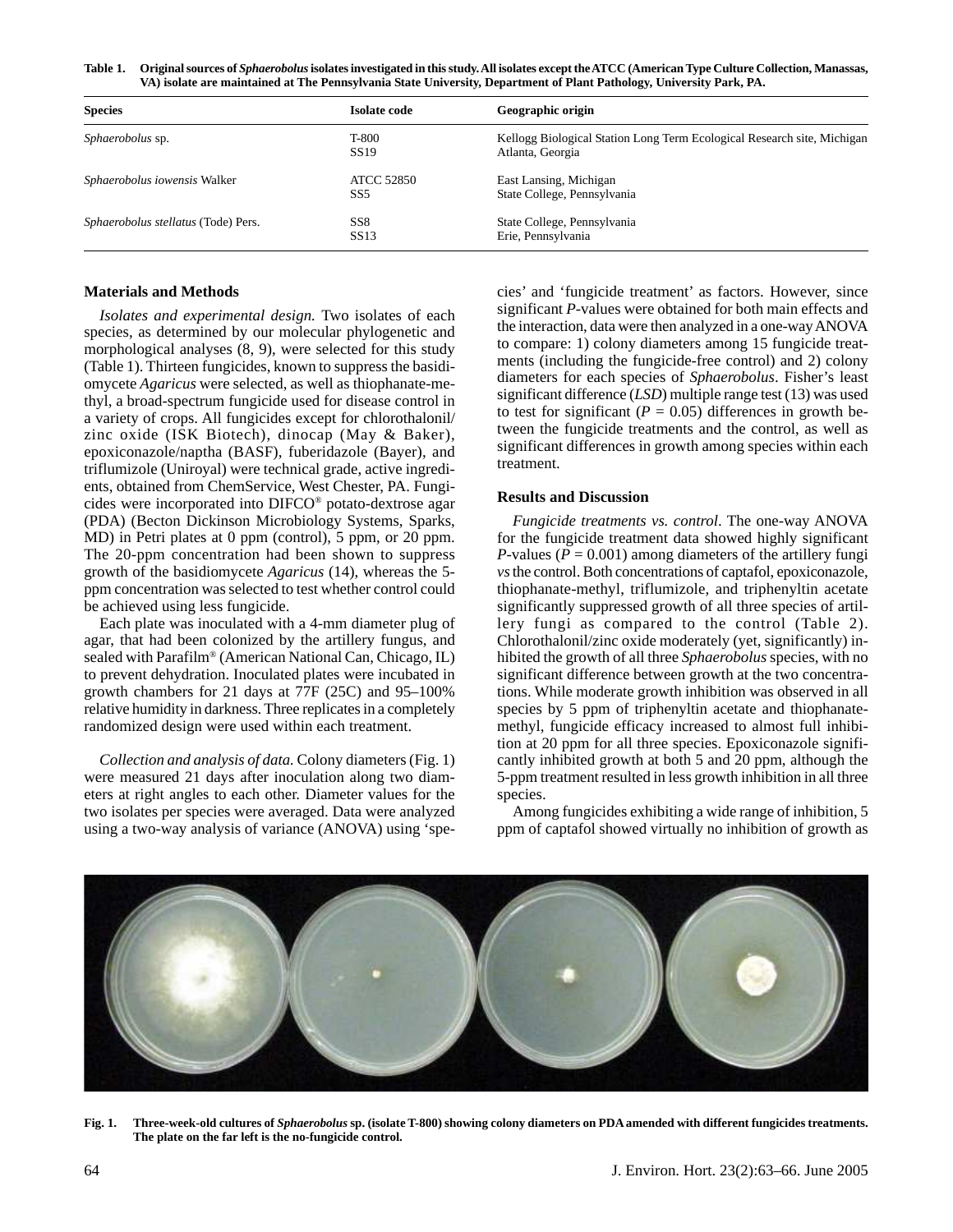**Table 1. Original sources of *Sphaerobolus* isolates investigated in this study. All isolates except the ATCC (American Type Culture Collection, Manassas, VA) isolate are maintained at The Pennsylvania State University, Department of Plant Pathology, University Park, PA.**

| Species | Isolate code | Geographic origin |
|---|---|---|
| *Sphaerobolus* sp. | T-800 | Kellogg Biological Station Long Term Ecological Research site, Michigan |
| | SS19 | Atlanta, Georgia |
| *Sphaerobolus iowensis* Walker | ATCC 52850 | East Lansing, Michigan |
| | SS5 | State College, Pennsylvania |
| *Sphaerobolus stellatus* (Tode) Pers. | SS8 | State College, Pennsylvania |
| | SS13 | Erie, Pennsylvania |

## Materials and Methods

*Isolates and experimental design.* Two isolates of each species, as determined by our molecular phylogenetic and morphological analyses (8, 9), were selected for this study (Table 1). Thirteen fungicides, known to suppress the basidiomycete *Agaricus* were selected, as well as thiophanate-methyl, a broad-spectrum fungicide used for disease control in a variety of crops. All fungicides except for chlorothalonil/zinc oxide (ISK Biotech), dinocap (May & Baker), epoxiconazole/naptha (BASF), fuberidazole (Bayer), and triflumizole (Uniroyal) were technical grade, active ingredients, obtained from ChemService, West Chester, PA. Fungicides were incorporated into DIFCO® potato-dextrose agar (PDA) (Becton Dickinson Microbiology Systems, Sparks, MD) in Petri plates at 0 ppm (control), 5 ppm, or 20 ppm. The 20-ppm concentration had been shown to suppress growth of the basidiomycete *Agaricus* (14), whereas the 5-ppm concentration was selected to test whether control could be achieved using less fungicide.

Each plate was inoculated with a 4-mm diameter plug of agar, that had been colonized by the artillery fungus, and sealed with Parafilm® (American National Can, Chicago, IL) to prevent dehydration. Inoculated plates were incubated in growth chambers for 21 days at 77F (25C) and 95–100% relative humidity in darkness. Three replicates in a completely randomized design were used within each treatment.

*Collection and analysis of data.* Colony diameters (Fig. 1) were measured 21 days after inoculation along two diameters at right angles to each other. Diameter values for the two isolates per species were averaged. Data were analyzed using a two-way analysis of variance (ANOVA) using 'species' and 'fungicide treatment' as factors. However, since significant *P*-values were obtained for both main effects and the interaction, data were then analyzed in a one-way ANOVA to compare: 1) colony diameters among 15 fungicide treatments (including the fungicide-free control) and 2) colony diameters for each species of *Sphaerobolus*. Fisher's least significant difference (*LSD*) multiple range test (13) was used to test for significant ($P = 0.05$) differences in growth between the fungicide treatments and the control, as well as significant differences in growth among species within each treatment.

## Results and Discussion

*Fungicide treatments vs. control*. The one-way ANOVA for the fungicide treatment data showed highly significant *P*-values ($P = 0.001$) among diameters of the artillery fungi *vs* the control. Both concentrations of captafol, epoxiconazole, thiophanate-methyl, triflumizole, and triphenyltin acetate significantly suppressed growth of all three species of artillery fungi as compared to the control (Table 2). Chlorothalonil/zinc oxide moderately (yet, significantly) inhibited the growth of all three *Sphaerobolus* species, with no significant difference between growth at the two concentrations. While moderate growth inhibition was observed in all species by 5 ppm of triphenyltin acetate and thiophanate-methyl, fungicide efficacy increased to almost full inhibition at 20 ppm for all three species. Epoxiconazole significantly inhibited growth at both 5 and 20 ppm, although the 5-ppm treatment resulted in less growth inhibition in all three species.

Among fungicides exhibiting a wide range of inhibition, 5 ppm of captafol showed virtually no inhibition of growth as

**Fig. 1. Three-week-old cultures of *Sphaerobolus* sp. (isolate T-800) showing colony diameters on PDA amended with different fungicides treatments. The plate on the far left is the no-fungicide control.**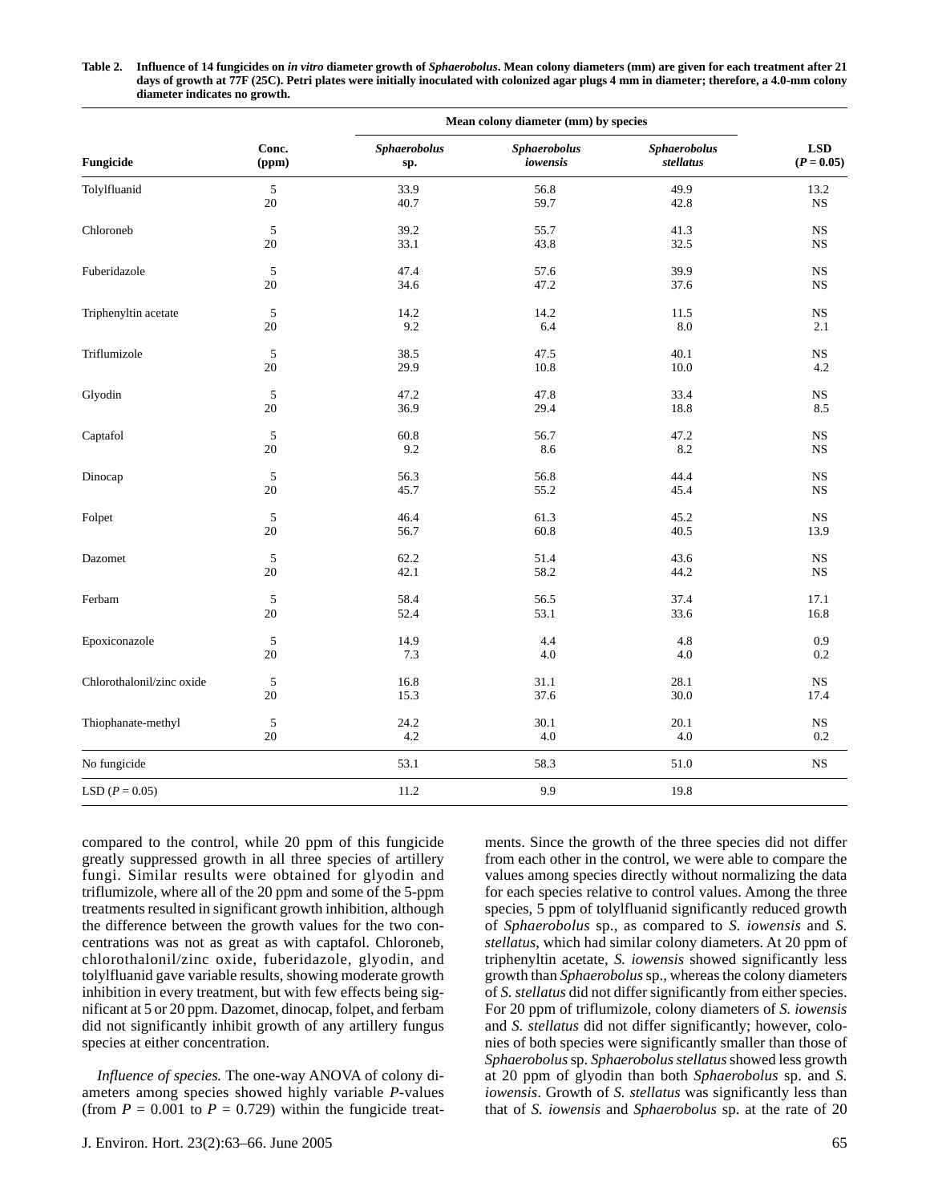**Table 2. Influence of 14 fungicides on *in vitro* diameter growth of *Sphaerobolus*. Mean colony diameters (mm) are given for each treatment after 21 days of growth at 77F (25C). Petri plates were initially inoculated with colonized agar plugs 4 mm in diameter; therefore, a 4.0-mm colony diameter indicates no growth.**

| Fungicide | Conc. (ppm) | Mean colony diameter (mm) by species | | | LSD ($P = 0.05$) |
|---|---|---|---|---|---|
| | | *Sphaerobolus* sp. | *Sphaerobolus iowensis* | *Sphaerobolus stellatus* | |
| Tolylfluanid | 5 | 33.9 | 56.8 | 49.9 | 13.2 |
| | 20 | 40.7 | 59.7 | 42.8 | NS |
| Chloroneb | 5 | 39.2 | 55.7 | 41.3 | NS |
| | 20 | 33.1 | 43.8 | 32.5 | NS |
| Fuberidazole | 5 | 47.4 | 57.6 | 39.9 | NS |
| | 20 | 34.6 | 47.2 | 37.6 | NS |
| Triphenyltin acetate | 5 | 14.2 | 14.2 | 11.5 | NS |
| | 20 | 9.2 | 6.4 | 8.0 | 2.1 |
| Triflumizole | 5 | 38.5 | 47.5 | 40.1 | NS |
| | 20 | 29.9 | 10.8 | 10.0 | 4.2 |
| Glyodin | 5 | 47.2 | 47.8 | 33.4 | NS |
| | 20 | 36.9 | 29.4 | 18.8 | 8.5 |
| Captafol | 5 | 60.8 | 56.7 | 47.2 | NS |
| | 20 | 9.2 | 8.6 | 8.2 | NS |
| Dinocap | 5 | 56.3 | 56.8 | 44.4 | NS |
| | 20 | 45.7 | 55.2 | 45.4 | NS |
| Folpet | 5 | 46.4 | 61.3 | 45.2 | NS |
| | 20 | 56.7 | 60.8 | 40.5 | 13.9 |
| Dazomet | 5 | 62.2 | 51.4 | 43.6 | NS |
| | 20 | 42.1 | 58.2 | 44.2 | NS |
| Ferbam | 5 | 58.4 | 56.5 | 37.4 | 17.1 |
| | 20 | 52.4 | 53.1 | 33.6 | 16.8 |
| Epoxiconazole | 5 | 14.9 | 4.4 | 4.8 | 0.9 |
| | 20 | 7.3 | 4.0 | 4.0 | 0.2 |
| Chlorothalonil/zinc oxide | 5 | 16.8 | 31.1 | 28.1 | NS |
| | 20 | 15.3 | 37.6 | 30.0 | 17.4 |
| Thiophanate-methyl | 5 | 24.2 | 30.1 | 20.1 | NS |
| | 20 | 4.2 | 4.0 | 4.0 | 0.2 |
| No fungicide | | 53.1 | 58.3 | 51.0 | NS |
| LSD ($P = 0.05$) | | 11.2 | 9.9 | 19.8 | |

compared to the control, while 20 ppm of this fungicide greatly suppressed growth in all three species of artillery fungi. Similar results were obtained for glyodin and triflumizole, where all of the 20 ppm and some of the 5-ppm treatments resulted in significant growth inhibition, although the difference between the growth values for the two concentrations was not as great as with captafol. Chloroneb, chlorothalonil/zinc oxide, fuberidazole, glyodin, and tolylfluanid gave variable results, showing moderate growth inhibition in every treatment, but with few effects being significant at 5 or 20 ppm. Dazomet, dinocap, folpet, and ferbam did not significantly inhibit growth of any artillery fungus species at either concentration.

*Influence of species.* The one-way ANOVA of colony diameters among species showed highly variable *P*-values (from $P = 0.001$ to $P = 0.729$) within the fungicide treatments. Since the growth of the three species did not differ from each other in the control, we were able to compare the values among species directly without normalizing the data for each species relative to control values. Among the three species, 5 ppm of tolylfluanid significantly reduced growth of *Sphaerobolus* sp., as compared to *S. iowensis* and *S. stellatus*, which had similar colony diameters. At 20 ppm of triphenyltin acetate, *S. iowensis* showed significantly less growth than *Sphaerobolus* sp., whereas the colony diameters of *S. stellatus* did not differ significantly from either species. For 20 ppm of triflumizole, colony diameters of *S. iowensis* and *S. stellatus* did not differ significantly; however, colonies of both species were significantly smaller than those of *Sphaerobolus* sp. *Sphaerobolus stellatus* showed less growth at 20 ppm of glyodin than both *Sphaerobolus* sp. and *S. iowensis*. Growth of *S. stellatus* was significantly less than that of *S. iowensis* and *Sphaerobolus* sp. at the rate of 20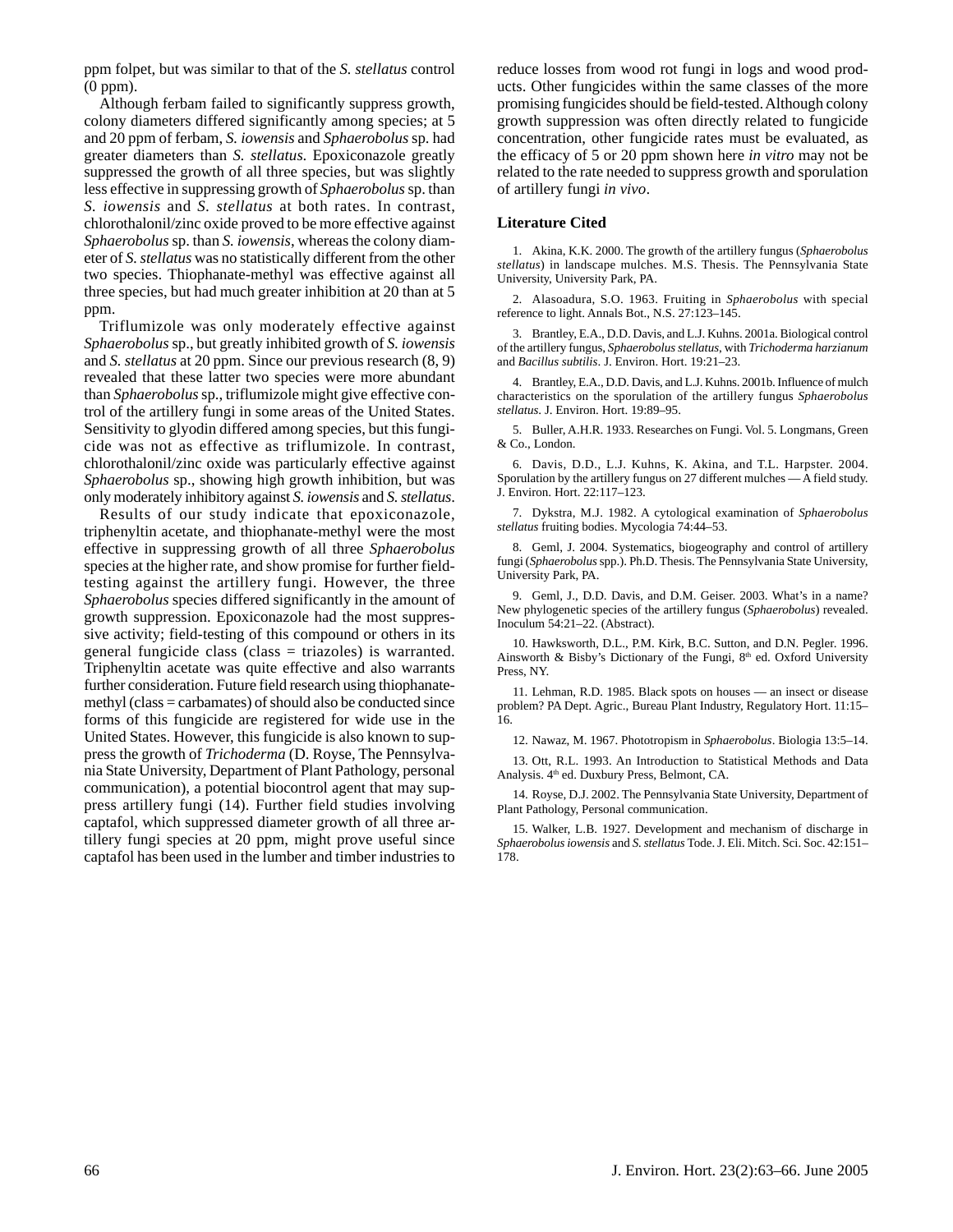ppm folpet, but was similar to that of the *S. stellatus* control (0 ppm).

Although ferbam failed to significantly suppress growth, colony diameters differed significantly among species; at 5 and 20 ppm of ferbam, *S. iowensis* and *Sphaerobolus* sp. had greater diameters than *S. stellatus*. Epoxiconazole greatly suppressed the growth of all three species, but was slightly less effective in suppressing growth of *Sphaerobolus* sp. than *S. iowensis* and *S. stellatus* at both rates. In contrast, chlorothalonil/zinc oxide proved to be more effective against *Sphaerobolus* sp. than *S. iowensis*, whereas the colony diameter of *S. stellatus* was no statistically different from the other two species. Thiophanate-methyl was effective against all three species, but had much greater inhibition at 20 than at 5 ppm.

Triflumizole was only moderately effective against *Sphaerobolus* sp., but greatly inhibited growth of *S. iowensis* and *S. stellatus* at 20 ppm. Since our previous research (8, 9) revealed that these latter two species were more abundant than *Sphaerobolus* sp., triflumizole might give effective control of the artillery fungi in some areas of the United States. Sensitivity to glyodin differed among species, but this fungicide was not as effective as triflumizole. In contrast, chlorothalonil/zinc oxide was particularly effective against *Sphaerobolus* sp., showing high growth inhibition, but was only moderately inhibitory against *S. iowensis* and *S. stellatus*.

Results of our study indicate that epoxiconazole, triphenyltin acetate, and thiophanate-methyl were the most effective in suppressing growth of all three *Sphaerobolus* species at the higher rate, and show promise for further field-testing against the artillery fungi. However, the three *Sphaerobolus* species differed significantly in the amount of growth suppression. Epoxiconazole had the most suppressive activity; field-testing of this compound or others in its general fungicide class (class = triazoles) is warranted. Triphenyltin acetate was quite effective and also warrants further consideration. Future field research using thiophanate-methyl (class = carbamates) of should also be conducted since forms of this fungicide are registered for wide use in the United States. However, this fungicide is also known to suppress the growth of *Trichoderma* (D. Royse, The Pennsylvania State University, Department of Plant Pathology, personal communication), a potential biocontrol agent that may suppress artillery fungi (14). Further field studies involving captafol, which suppressed diameter growth of all three artillery fungi species at 20 ppm, might prove useful since captafol has been used in the lumber and timber industries to reduce losses from wood rot fungi in logs and wood products. Other fungicides within the same classes of the more promising fungicides should be field-tested. Although colony growth suppression was often directly related to fungicide concentration, other fungicide rates must be evaluated, as the efficacy of 5 or 20 ppm shown here *in vitro* may not be related to the rate needed to suppress growth and sporulation of artillery fungi *in vivo*.

## Literature Cited

1. Akina, K.K. 2000. The growth of the artillery fungus (*Sphaerobolus stellatus*) in landscape mulches. M.S. Thesis. The Pennsylvania State University, University Park, PA.

2. Alasoadura, S.O. 1963. Fruiting in *Sphaerobolus* with special reference to light. Annals Bot., N.S. 27:123–145.

3. Brantley, E.A., D.D. Davis, and L.J. Kuhns. 2001a. Biological control of the artillery fungus, *Sphaerobolus stellatus*, with *Trichoderma harzianum* and *Bacillus subtilis*. J. Environ. Hort. 19:21–23.

4. Brantley, E.A., D.D. Davis, and L.J. Kuhns. 2001b. Influence of mulch characteristics on the sporulation of the artillery fungus *Sphaerobolus stellatus*. J. Environ. Hort. 19:89–95.

5. Buller, A.H.R. 1933. Researches on Fungi. Vol. 5. Longmans, Green & Co., London.

6. Davis, D.D., L.J. Kuhns, K. Akina, and T.L. Harpster. 2004. Sporulation by the artillery fungus on 27 different mulches — A field study. J. Environ. Hort. 22:117–123.

7. Dykstra, M.J. 1982. A cytological examination of *Sphaerobolus stellatus* fruiting bodies. Mycologia 74:44–53.

8. Geml, J. 2004. Systematics, biogeography and control of artillery fungi (*Sphaerobolus* spp.). Ph.D. Thesis. The Pennsylvania State University, University Park, PA.

9. Geml, J., D.D. Davis, and D.M. Geiser. 2003. What's in a name? New phylogenetic species of the artillery fungus (*Sphaerobolus*) revealed. Inoculum 54:21–22. (Abstract).

10. Hawksworth, D.L., P.M. Kirk, B.C. Sutton, and D.N. Pegler. 1996. Ainsworth & Bisby's Dictionary of the Fungi, 8th ed. Oxford University Press, NY.

11. Lehman, R.D. 1985. Black spots on houses — an insect or disease problem? PA Dept. Agric., Bureau Plant Industry, Regulatory Hort. 11:15–16.

12. Nawaz, M. 1967. Phototropism in *Sphaerobolus*. Biologia 13:5–14.

13. Ott, R.L. 1993. An Introduction to Statistical Methods and Data Analysis. 4th ed. Duxbury Press, Belmont, CA.

14. Royse, D.J. 2002. The Pennsylvania State University, Department of Plant Pathology, Personal communication.

15. Walker, L.B. 1927. Development and mechanism of discharge in *Sphaerobolus iowensis* and *S. stellatus* Tode. J. Eli. Mitch. Sci. Soc. 42:151–178.